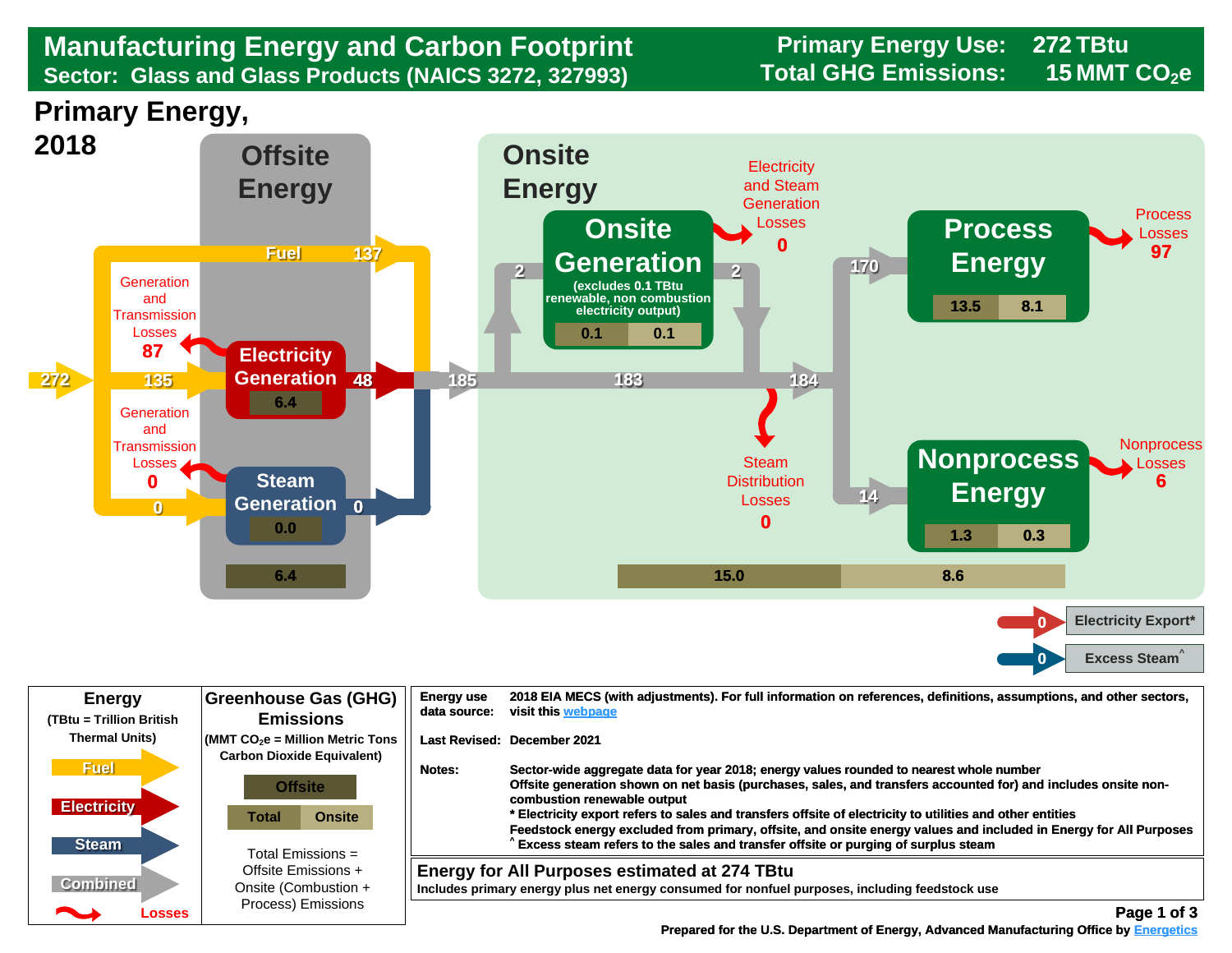# Manufacturing Energy and Carbon Footprint

## Sector: Glass and Glass Products (NAICS 3272, 327993)

**Primary Energy Use: 272 TBtu**
**Total GHG Emissions: 15 MMT $CO_2e$**

## Primary Energy, 2018

### Offsite Energy

- Primary energy input: 272
- Fuel: 137
- Fuel to Electricity Generation: 135
- Fuel to Steam Generation: 0
- Generation and Transmission Losses (Electricity): 87
- Generation and Transmission Losses (Steam): 0
- Electricity Generation: 48 (emissions 6.4)
- Steam Generation: 0 (emissions 0.0)
- Offsite emissions total: 6.4

### Onsite Energy

- Combined energy entering onsite: 185
- To Onsite Generation: 2
- From Onsite Generation: 2
- Onsite Generation (excludes 0.1 TBtu renewable, non combustion electricity output): Total 0.1, Onsite 0.1
- Electricity and Steam Generation Losses: 0
- After onsite generation split: 183
- After onsite generation return: 184
- Steam Distribution Losses: 0
- To Process Energy: 170
- Process Energy: Total 13.5, Onsite 8.1
- Process Losses: 97
- To Nonprocess Energy: 14
- Nonprocess Energy: Total 1.3, Onsite 0.3
- Nonprocess Losses: 6
- Total emissions: 15.0; Onsite emissions: 8.6

- Electricity Export*: 0
- Excess Steam^: 0

### Legend

**Energy** (TBtu = Trillion British Thermal Units): Fuel, Electricity, Steam, Combined, Losses

**Greenhouse Gas (GHG) Emissions** (MMT $CO_2e$ = Million Metric Tons Carbon Dioxide Equivalent): Offsite, Total, Onsite

Total Emissions = Offsite Emissions + Onsite (Combustion + Process) Emissions

| | |
|---|---|
| Energy use data source: | 2018 EIA MECS (with adjustments). For full information on references, definitions, assumptions, and other sectors, visit this webpage |
| Last Revised: | December 2021 |
| Notes: | Sector-wide aggregate data for year 2018; energy values rounded to nearest whole number<br>Offsite generation shown on net basis (purchases, sales, and transfers accounted for) and includes onsite non-combustion renewable output<br>* Electricity export refers to sales and transfers offsite of electricity to utilities and other entities<br>Feedstock energy excluded from primary, offsite, and onsite energy values and included in Energy for All Purposes<br>^ Excess steam refers to the sales and transfer offsite or purging of surplus steam |

**Energy for All Purposes estimated at 274 TBtu**
Includes primary energy plus net energy consumed for nonfuel purposes, including feedstock use

Prepared for the U.S. Department of Energy, Advanced Manufacturing Office by Energetics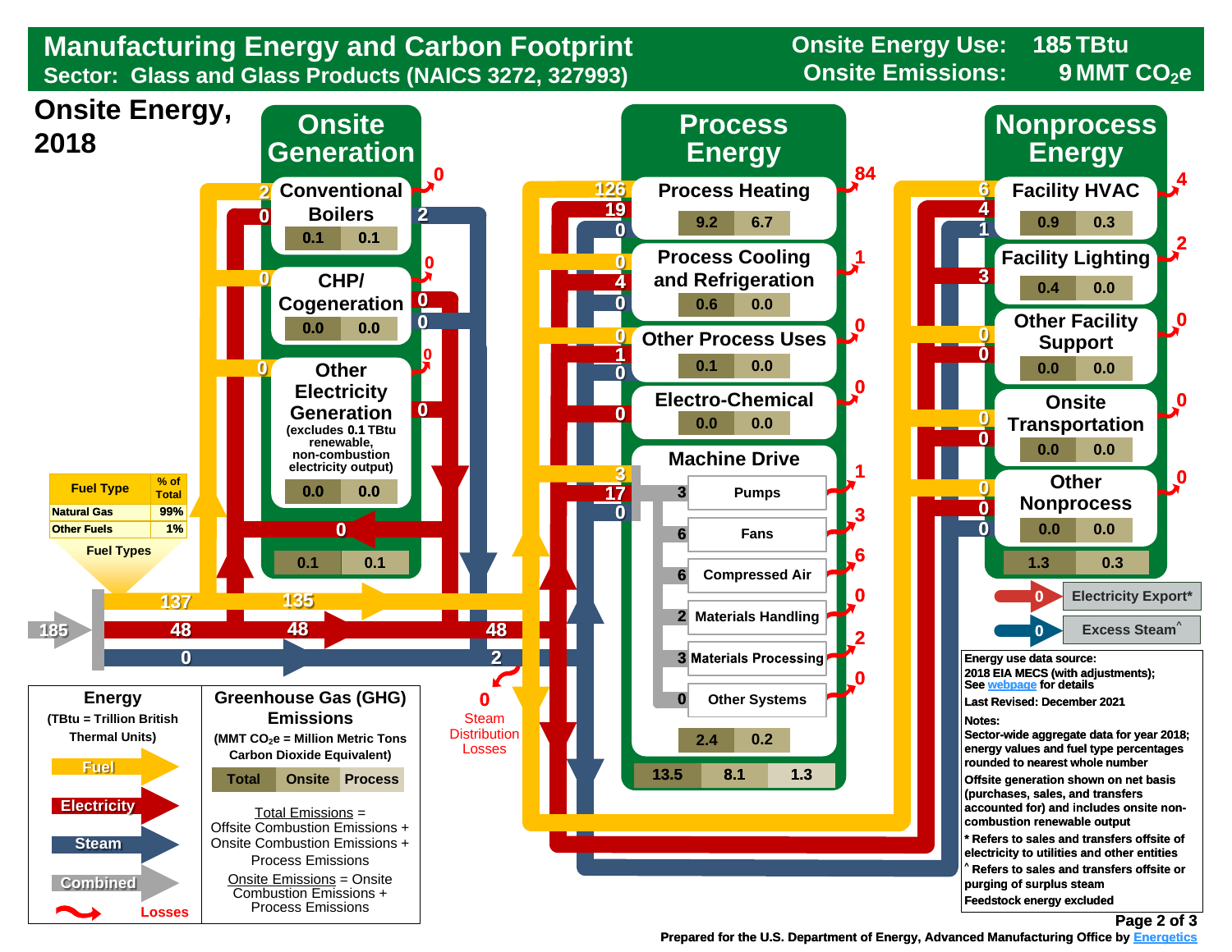# Manufacturing Energy and Carbon Footprint

## Sector: Glass and Glass Products (NAICS 3272, 327993)

**Onsite Energy Use:** 185 TBtu
**Onsite Emissions:** 9 MMT $CO_2e$

## Onsite Energy, 2018

### Fuel Types

| Fuel Type | % of Total |
|---|---|
| Natural Gas | 99% |
| Other Fuels | 1% |

Total onsite energy: 185 (Fuel 137, Electricity 48, Steam 0)

Fuel 135, Electricity 48, Steam 2 delivered to end uses.

0 Steam Distribution Losses

### Onsite Generation

| End Use | Fuel In | Electricity Out | Steam Out | Losses | Total | Onsite |
|---|---|---|---|---|---|---|
| Conventional Boilers | 2 | 0 | 2 | 0 | 0.1 | 0.1 |
| CHP/ Cogeneration | 0 | 0 | 0 | 0 | 0.0 | 0.0 |
| Other Electricity Generation (excludes 0.1 TBtu renewable, non-combustion electricity output) | 0 | 0 | | 0 | 0.0 | 0.0 |

Electricity from onsite generation: 0

Onsite Generation totals: 0.1 | 0.1

### Process Energy

| End Use | Fuel | Electricity | Steam | Losses | Total | Onsite |
|---|---|---|---|---|---|---|
| Process Heating | 126 | 19 | 0 | 84 | 9.2 | 6.7 |
| Process Cooling and Refrigeration | 0 | 4 | 0 | 1 | 0.6 | 0.0 |
| Other Process Uses | 0 | 1 | 0 | 0 | 0.1 | 0.0 |
| Electro-Chemical | | 0 | | 0 | 0.0 | 0.0 |
| Machine Drive | 3 | 17 | 0 | | 2.4 | 0.2 |

#### Machine Drive

| Use | Energy | Losses |
|---|---|---|
| Pumps | 3 | 1 |
| Fans | 6 | 3 |
| Compressed Air | 6 | 6 |
| Materials Handling | 2 | 0 |
| Materials Processing | 3 | 2 |
| Other Systems | 0 | 0 |

Process Energy totals: 13.5 | 8.1 | 1.3

### Nonprocess Energy

| End Use | Fuel | Electricity | Steam | Losses | Total | Onsite |
|---|---|---|---|---|---|---|
| Facility HVAC | 6 | 4 | 1 | 4 | 0.9 | 0.3 |
| Facility Lighting | | 3 | | 2 | 0.4 | 0.0 |
| Other Facility Support | 0 | 0 | | 0 | 0.0 | 0.0 |
| Onsite Transportation | 0 | 0 | | 0 | 0.0 | 0.0 |
| Other Nonprocess | 0 | 0 | 0 | 0 | 0.0 | 0.0 |

Nonprocess Energy totals: 1.3 | 0.3

Electricity Export*: 0
Excess Steam^: 0

### Energy

(TBtu = Trillion British Thermal Units)

- Fuel
- Electricity
- Steam
- Combined
- Losses

### Greenhouse Gas (GHG) Emissions

(MMT $CO_2e$ = Million Metric Tons Carbon Dioxide Equivalent)

| Total | Onsite | Process |
|---|---|---|

Total Emissions = Offsite Combustion Emissions + Onsite Combustion Emissions + Process Emissions

Onsite Emissions = Onsite Combustion Emissions + Process Emissions

**Energy use data source:** 2018 EIA MECS (with adjustments); See webpage for details

**Last Revised:** December 2021

**Notes:**

Sector-wide aggregate data for year 2018; energy values and fuel type percentages rounded to nearest whole number

Offsite generation shown on net basis (purchases, sales, and transfers accounted for) and includes onsite non-combustion renewable output

\* Refers to sales and transfers offsite of electricity to utilities and other entities

^ Refers to sales and transfers offsite or purging of surplus steam

Feedstock energy excluded

Prepared for the U.S. Department of Energy, Advanced Manufacturing Office by Energetics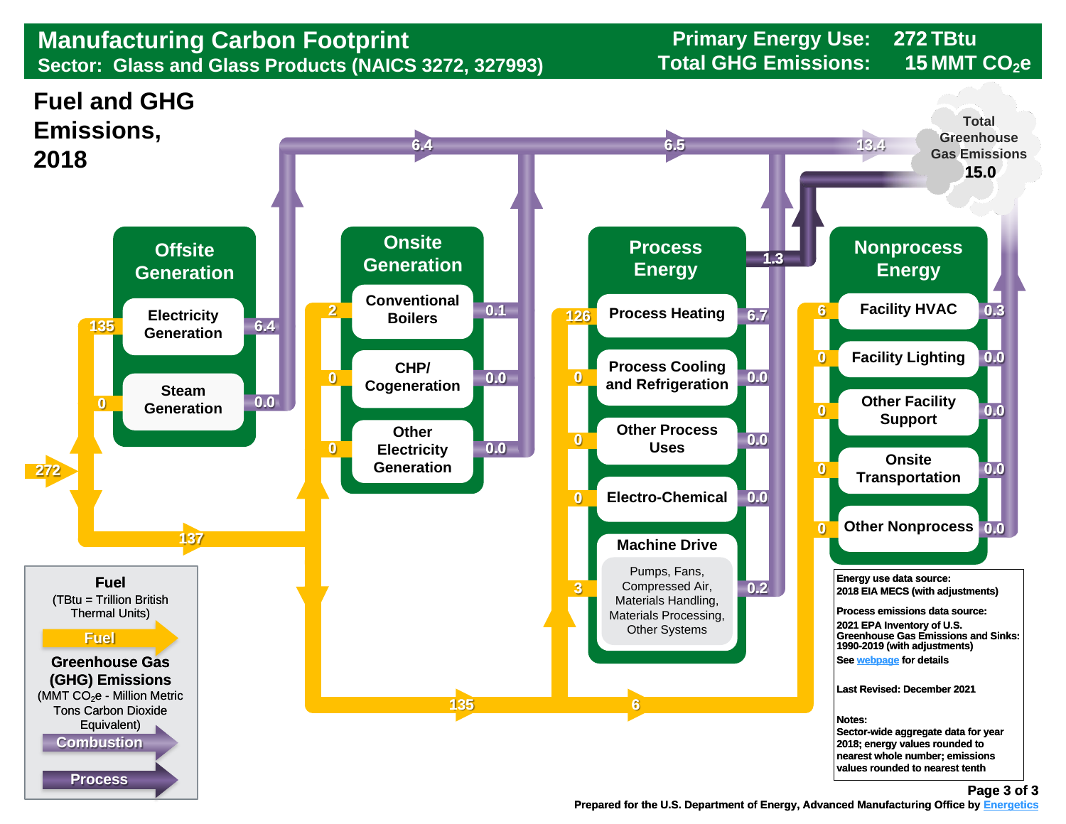# Manufacturing Carbon Footprint

**Sector: Glass and Glass Products (NAICS 3272, 327993)**

**Primary Energy Use:** 272 TBtu

**Total GHG Emissions:** 15 MMT $CO_2e$

## Fuel and GHG Emissions, 2018

272

135

0

137

**Offsite Generation**

Electricity Generation

6.4

Steam Generation

0.0

6.4

**Onsite Generation**

2

Conventional Boilers

0.1

0

CHP/ Cogeneration

0.0

0

Other Electricity Generation

0.0

6.5

135

**Process Energy**

126

Process Heating

6.7

0

Process Cooling and Refrigeration

0.0

0

Other Process Uses

0.0

0

Electro-Chemical

0.0

Machine Drive

3

Pumps, Fans, Compressed Air, Materials Handling, Materials Processing, Other Systems

0.2

1.3

13.4

6

**Nonprocess Energy**

6

Facility HVAC

0.3

0

Facility Lighting

0.0

0

Other Facility Support

0.0

0

Onsite Transportation

0.0

0

Other Nonprocess

0.0

Total Greenhouse Gas Emissions

15.0

**Fuel**

(TBtu = Trillion British Thermal Units)

Fuel

**Greenhouse Gas (GHG) Emissions**

(MMT $CO_2e$ - Million Metric Tons Carbon Dioxide Equivalent)

Combustion

Process

**Energy use data source:** 2018 EIA MECS (with adjustments)

**Process emissions data source:** 2021 EPA Inventory of U.S. Greenhouse Gas Emissions and Sinks: 1990-2019 (with adjustments)

See webpage for details

**Last Revised: December 2021**

**Notes:**
Sector-wide aggregate data for year 2018; energy values rounded to nearest whole number; emissions values rounded to nearest tenth

Prepared for the U.S. Department of Energy, Advanced Manufacturing Office by Energetics